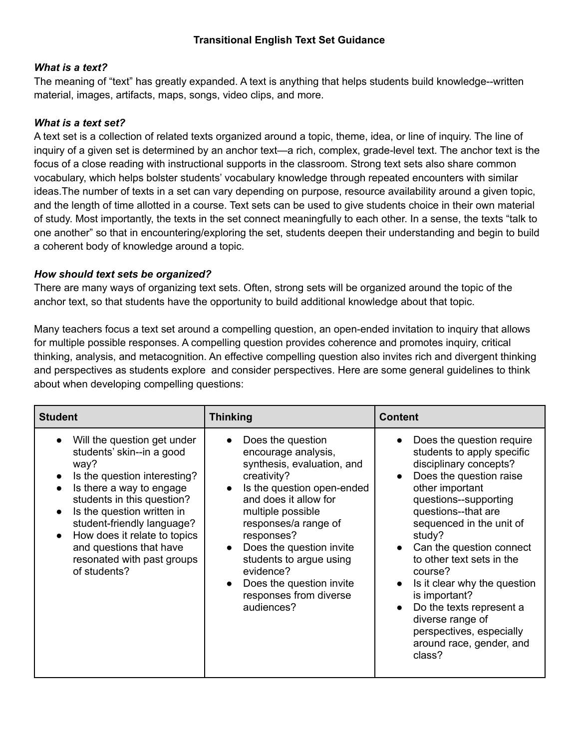# Transitional English Text Set Guidance

### *What is a text?*

The meaning of "text" has greatly expanded. A text is anything that helps students build knowledge--written material, images, artifacts, maps, songs, video clips, and more.

### *What is a text set?*

A text set is a collection of related texts organized around a topic, theme, idea, or line of inquiry. The line of inquiry of a given set is determined by an anchor text—a rich, complex, grade-level text. The anchor text is the focus of a close reading with instructional supports in the classroom. Strong text sets also share common vocabulary, which helps bolster students' vocabulary knowledge through repeated encounters with similar ideas.The number of texts in a set can vary depending on purpose, resource availability around a given topic, and the length of time allotted in a course. Text sets can be used to give students choice in their own material of study. Most importantly, the texts in the set connect meaningfully to each other. In a sense, the texts "talk to one another" so that in encountering/exploring the set, students deepen their understanding and begin to build a coherent body of knowledge around a topic.

### *How should text sets be organized?*

There are many ways of organizing text sets. Often, strong sets will be organized around the topic of the anchor text, so that students have the opportunity to build additional knowledge about that topic.

Many teachers focus a text set around a compelling question, an open-ended invitation to inquiry that allows for multiple possible responses. A compelling question provides coherence and promotes inquiry, critical thinking, analysis, and metacognition. An effective compelling question also invites rich and divergent thinking and perspectives as students explore and consider perspectives. Here are some general guidelines to think about when developing compelling questions:

| Student | Thinking | Content |
|---|---|---|
| • Will the question get under students' skin--in a good way?<br>• Is the question interesting?<br>• Is there a way to engage students in this question?<br>• Is the question written in student-friendly language?<br>• How does it relate to topics and questions that have resonated with past groups of students? | • Does the question encourage analysis, synthesis, evaluation, and creativity?<br>• Is the question open-ended and does it allow for multiple possible responses/a range of responses?<br>• Does the question invite students to argue using evidence?<br>• Does the question invite responses from diverse audiences? | • Does the question require students to apply specific disciplinary concepts?<br>• Does the question raise other important questions--supporting questions--that are sequenced in the unit of study?<br>• Can the question connect to other text sets in the course?<br>• Is it clear why the question is important?<br>• Do the texts represent a diverse range of perspectives, especially around race, gender, and class? |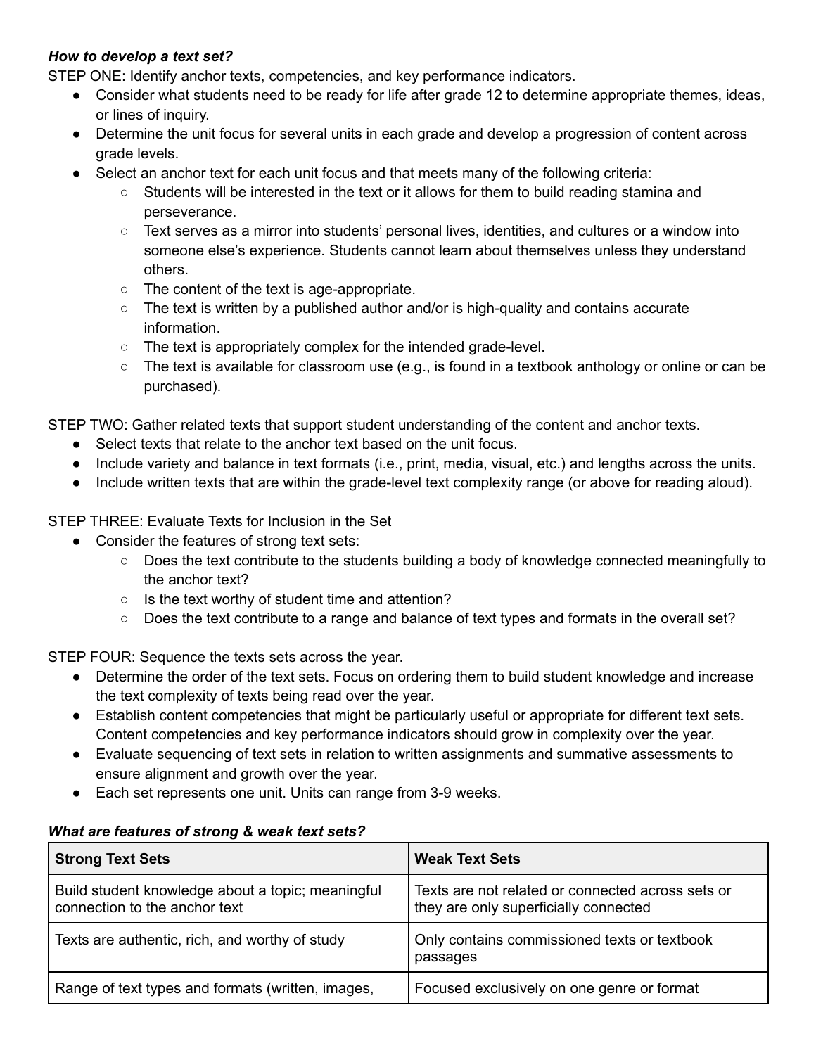***How to develop a text set?***

STEP ONE: Identify anchor texts, competencies, and key performance indicators.

- Consider what students need to be ready for life after grade 12 to determine appropriate themes, ideas, or lines of inquiry.
- Determine the unit focus for several units in each grade and develop a progression of content across grade levels.
- Select an anchor text for each unit focus and that meets many of the following criteria:
  - Students will be interested in the text or it allows for them to build reading stamina and perseverance.
  - Text serves as a mirror into students' personal lives, identities, and cultures or a window into someone else's experience. Students cannot learn about themselves unless they understand others.
  - The content of the text is age-appropriate.
  - The text is written by a published author and/or is high-quality and contains accurate information.
  - The text is appropriately complex for the intended grade-level.
  - The text is available for classroom use (e.g., is found in a textbook anthology or online or can be purchased).

STEP TWO: Gather related texts that support student understanding of the content and anchor texts.

- Select texts that relate to the anchor text based on the unit focus.
- Include variety and balance in text formats (i.e., print, media, visual, etc.) and lengths across the units.
- Include written texts that are within the grade-level text complexity range (or above for reading aloud).

STEP THREE: Evaluate Texts for Inclusion in the Set

- Consider the features of strong text sets:
  - Does the text contribute to the students building a body of knowledge connected meaningfully to the anchor text?
  - Is the text worthy of student time and attention?
  - Does the text contribute to a range and balance of text types and formats in the overall set?

STEP FOUR: Sequence the texts sets across the year.

- Determine the order of the text sets. Focus on ordering them to build student knowledge and increase the text complexity of texts being read over the year.
- Establish content competencies that might be particularly useful or appropriate for different text sets. Content competencies and key performance indicators should grow in complexity over the year.
- Evaluate sequencing of text sets in relation to written assignments and summative assessments to ensure alignment and growth over the year.
- Each set represents one unit. Units can range from 3-9 weeks.

***What are features of strong & weak text sets?***

| Strong Text Sets | Weak Text Sets |
|---|---|
| Build student knowledge about a topic; meaningful connection to the anchor text | Texts are not related or connected across sets or they are only superficially connected |
| Texts are authentic, rich, and worthy of study | Only contains commissioned texts or textbook passages |
| Range of text types and formats (written, images, | Focused exclusively on one genre or format |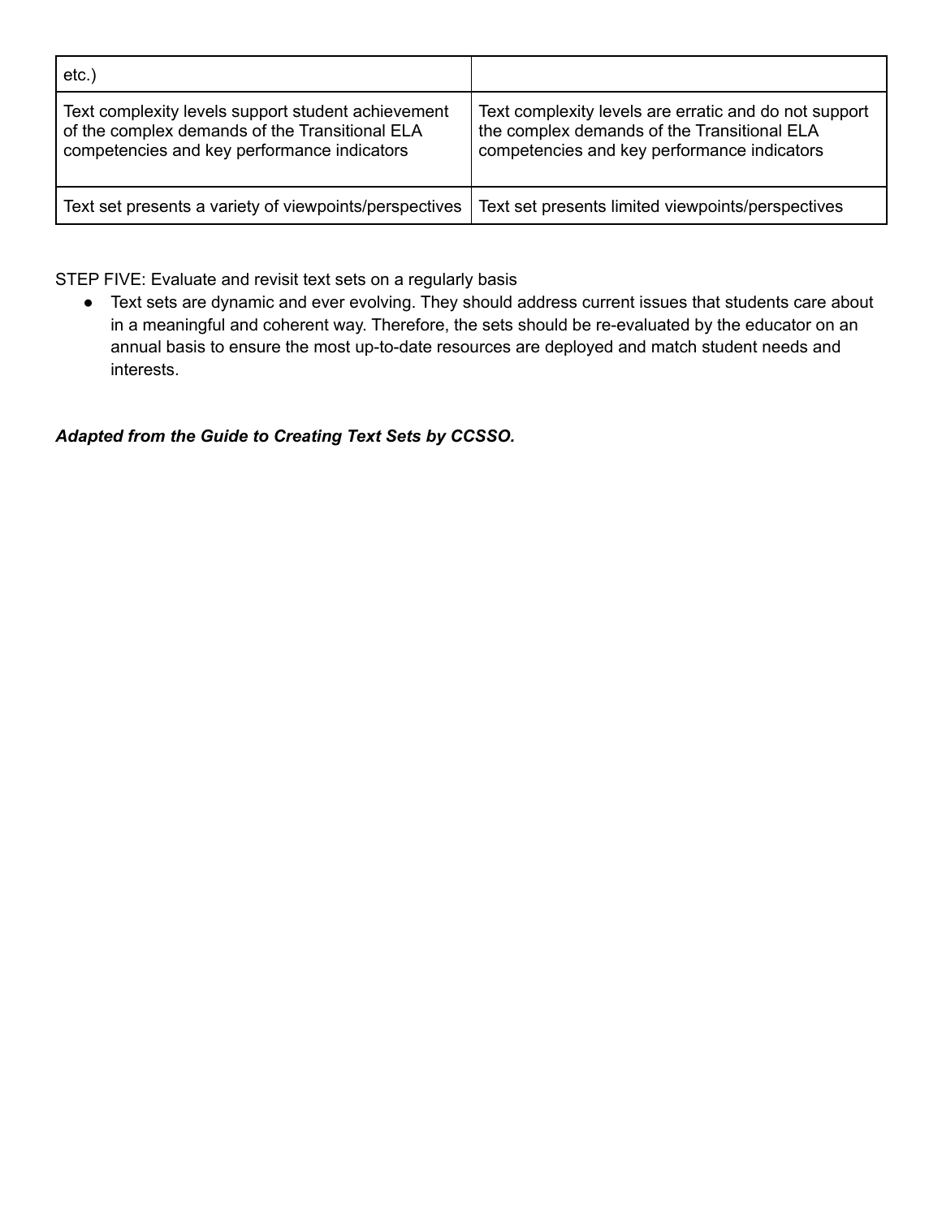| | |
|---|---|
| etc.) | |
| Text complexity levels support student achievement of the complex demands of the Transitional ELA competencies and key performance indicators | Text complexity levels are erratic and do not support the complex demands of the Transitional ELA competencies and key performance indicators |
| Text set presents a variety of viewpoints/perspectives | Text set presents limited viewpoints/perspectives |

STEP FIVE: Evaluate and revisit text sets on a regularly basis

- Text sets are dynamic and ever evolving. They should address current issues that students care about in a meaningful and coherent way. Therefore, the sets should be re-evaluated by the educator on an annual basis to ensure the most up-to-date resources are deployed and match student needs and interests.

***Adapted from the Guide to Creating Text Sets by CCSSO.***